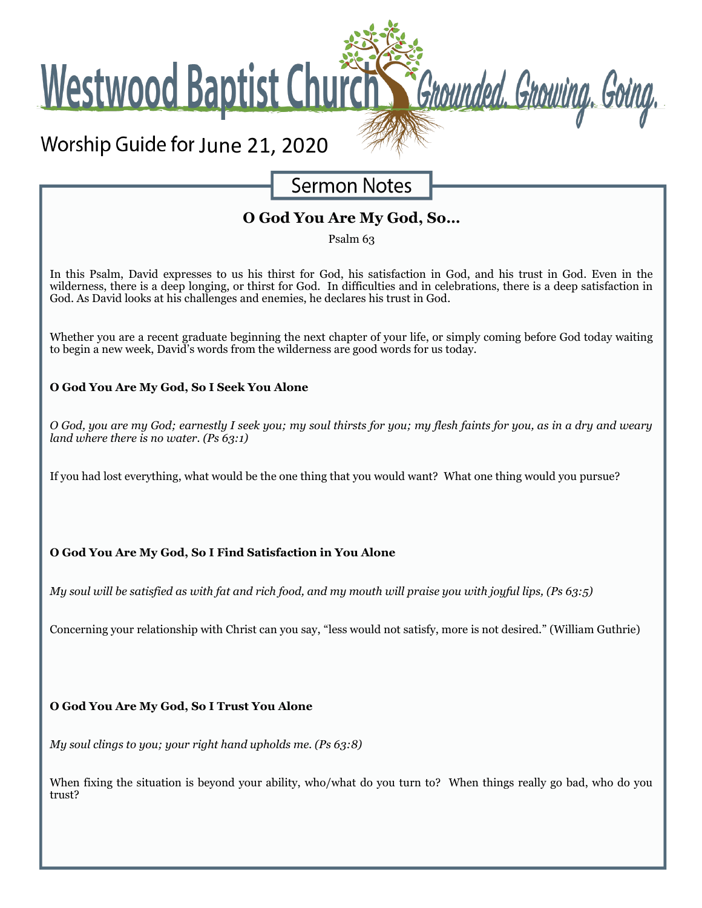# Westwood Baptist Church

*Grounded. Growing. Going.*

Worship Guide for June 21, 2020

## Sermon Notes

### O God You Are My God, So...

Psalm 63

In this Psalm, David expresses to us his thirst for God, his satisfaction in God, and his trust in God. Even in the wilderness, there is a deep longing, or thirst for God. In difficulties and in celebrations, there is a deep satisfaction in God. As David looks at his challenges and enemies, he declares his trust in God.

Whether you are a recent graduate beginning the next chapter of your life, or simply coming before God today waiting to begin a new week, David's words from the wilderness are good words for us today.

**O God You Are My God, So I Seek You Alone**

*O God, you are my God; earnestly I seek you; my soul thirsts for you; my flesh faints for you, as in a dry and weary land where there is no water. (Ps 63:1)*

If you had lost everything, what would be the one thing that you would want? What one thing would you pursue?

**O God You Are My God, So I Find Satisfaction in You Alone**

*My soul will be satisfied as with fat and rich food, and my mouth will praise you with joyful lips, (Ps 63:5)*

Concerning your relationship with Christ can you say, "less would not satisfy, more is not desired." (William Guthrie)

**O God You Are My God, So I Trust You Alone**

*My soul clings to you; your right hand upholds me. (Ps 63:8)*

When fixing the situation is beyond your ability, who/what do you turn to? When things really go bad, who do you trust?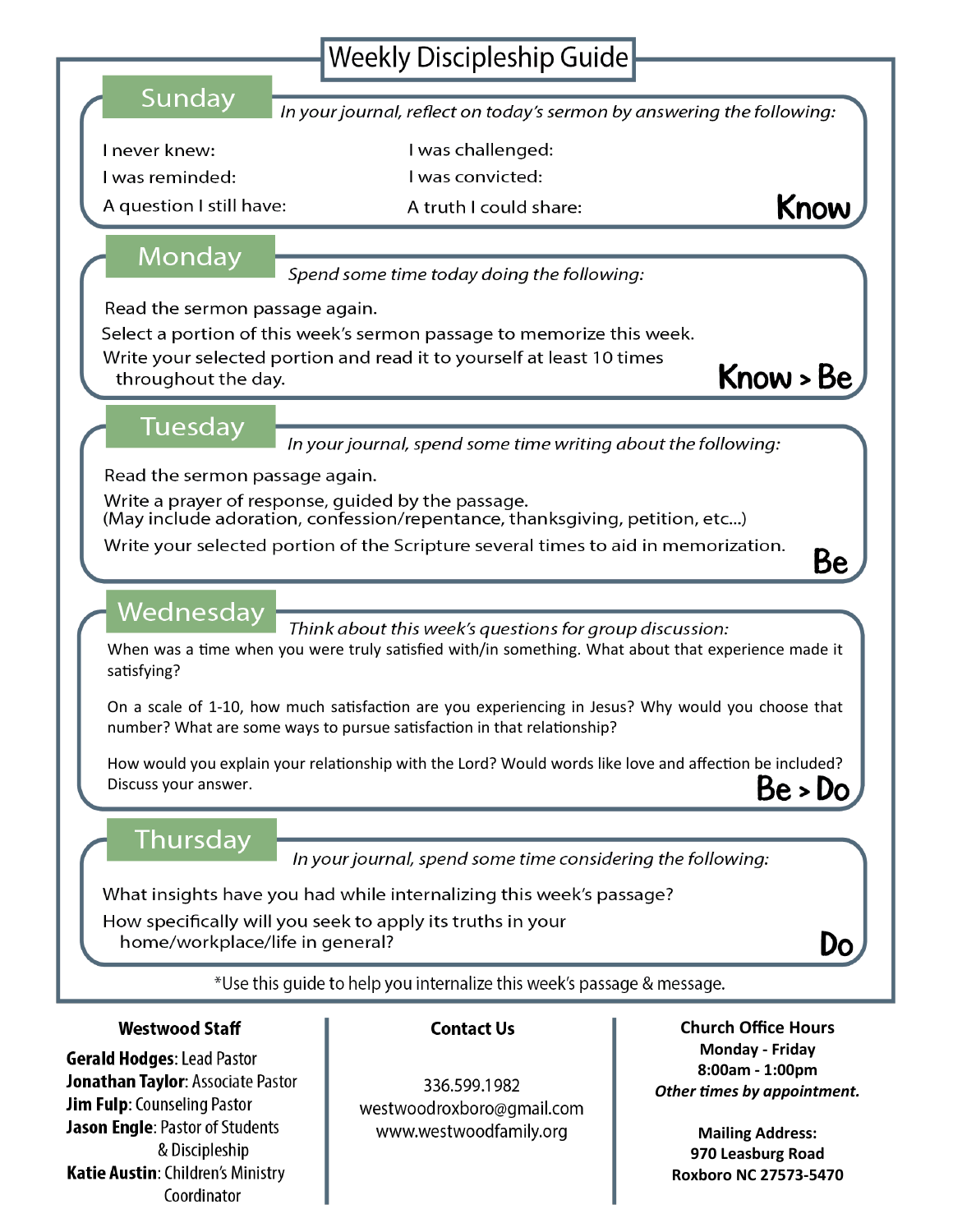# Weekly Discipleship Guide

## Sunday

*In your journal, reflect on today's sermon by answering the following:*

I never knew:

I was reminded:

A question I still have:

I was challenged:

I was convicted:

A truth I could share:

**Know**

## Monday

*Spend some time today doing the following:*

Read the sermon passage again.

Select a portion of this week's sermon passage to memorize this week.

Write your selected portion and read it to yourself at least 10 times throughout the day.

**Know > Be**

## Tuesday

*In your journal, spend some time writing about the following:*

Read the sermon passage again.

Write a prayer of response, guided by the passage.
(May include adoration, confession/repentance, thanksgiving, petition, etc...)

Write your selected portion of the Scripture several times to aid in memorization.

**Be**

## Wednesday

*Think about this week's questions for group discussion:*

When was a time when you were truly satisfied with/in something. What about that experience made it satisfying?

On a scale of 1-10, how much satisfaction are you experiencing in Jesus? Why would you choose that number? What are some ways to pursue satisfaction in that relationship?

How would you explain your relationship with the Lord? Would words like love and affection be included? Discuss your answer.

**Be > Do**

## Thursday

*In your journal, spend some time considering the following:*

What insights have you had while internalizing this week's passage?

How specifically will you seek to apply its truths in your home/workplace/life in general?

**Do**

*Use this guide to help you internalize this week's passage & message.

### Westwood Staff

**Gerald Hodges**: Lead Pastor
**Jonathan Taylor**: Associate Pastor
**Jim Fulp**: Counseling Pastor
**Jason Engle**: Pastor of Students & Discipleship
**Katie Austin**: Children's Ministry Coordinator

### Contact Us

336.599.1982
westwoodroxboro@gmail.com
www.westwoodfamily.org

### Church Office Hours

**Monday - Friday**
**8:00am - 1:00pm**
***Other times by appointment.***

**Mailing Address:**
**970 Leasburg Road**
**Roxboro NC 27573-5470**